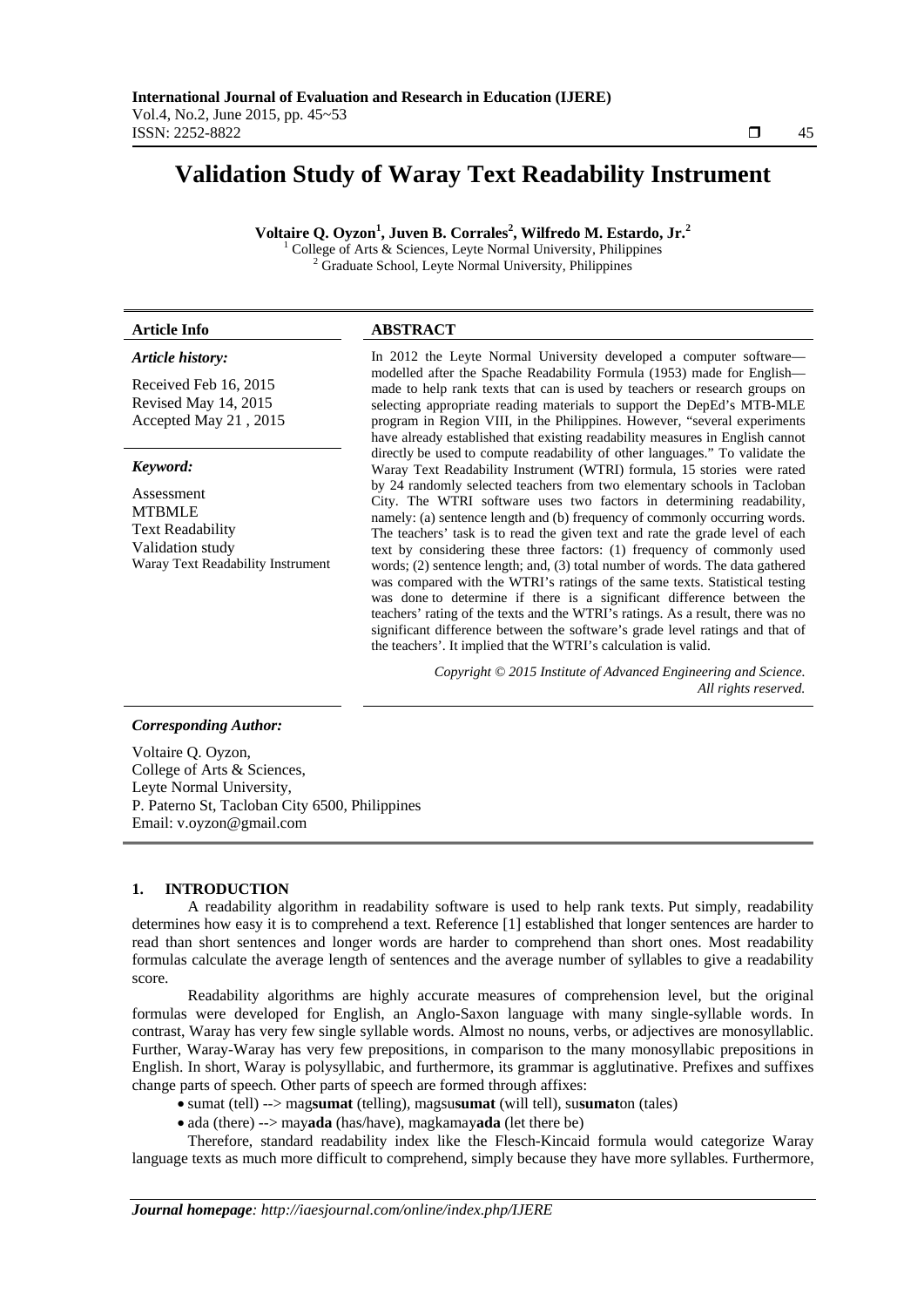# Validation Study of Waray Text Readability Instrument

**Voltaire Q. Oyzon[1], Juven B. Corrales[2], Wilfredo M. Estardo, Jr.[2]**

[1] College of Arts & Sciences, Leyte Normal University, Philippines
[2] Graduate School, Leyte Normal University, Philippines

| **Article Info** | **ABSTRACT** |
|---|---|
| ***Article history:*** <br> Received Feb 16, 2015 <br> Revised May 14, 2015 <br> Accepted May 21 , 2015 <br><br> ***Keyword:*** <br> Assessment <br> MTBMLE <br> Text Readability <br> Validation study <br> Waray Text Readability Instrument | In 2012 the Leyte Normal University developed a computer software—modelled after the Spache Readability Formula (1953) made for English—made to help rank texts that can is used by teachers or research groups on selecting appropriate reading materials to support the DepEd's MTB-MLE program in Region VIII, in the Philippines. However, "several experiments have already established that existing readability measures in English cannot directly be used to compute readability of other languages." To validate the Waray Text Readability Instrument (WTRI) formula, 15 stories were rated by 24 randomly selected teachers from two elementary schools in Tacloban City. The WTRI software uses two factors in determining readability, namely: (a) sentence length and (b) frequency of commonly occurring words. The teachers' task is to read the given text and rate the grade level of each text by considering these three factors: (1) frequency of commonly used words; (2) sentence length; and, (3) total number of words. The data gathered was compared with the WTRI's ratings of the same texts. Statistical testing was done to determine if there is a significant difference between the teachers' rating of the texts and the WTRI's ratings. As a result, there was no significant difference between the software's grade level ratings and that of the teachers'. It implied that the WTRI's calculation is valid. <br><br> *Copyright © 2015 Institute of Advanced Engineering and Science. All rights reserved.* |

***Corresponding Author:***

Voltaire Q. Oyzon,
College of Arts & Sciences,
Leyte Normal University,
P. Paterno St, Tacloban City 6500, Philippines
Email: v.oyzon@gmail.com

## 1. INTRODUCTION

A readability algorithm in readability software is used to help rank texts. Put simply, readability determines how easy it is to comprehend a text. Reference [1] established that longer sentences are harder to read than short sentences and longer words are harder to comprehend than short ones. Most readability formulas calculate the average length of sentences and the average number of syllables to give a readability score.

Readability algorithms are highly accurate measures of comprehension level, but the original formulas were developed for English, an Anglo-Saxon language with many single-syllable words. In contrast, Waray has very few single syllable words. Almost no nouns, verbs, or adjectives are monosyllablic. Further, Waray-Waray has very few prepositions, in comparison to the many monosyllabic prepositions in English. In short, Waray is polysyllabic, and furthermore, its grammar is agglutinative. Prefixes and suffixes change parts of speech. Other parts of speech are formed through affixes:

- sumat (tell) --> mag**sumat** (telling), magsu**sumat** (will tell), su**sumat**on (tales)
- ada (there) --> may**ada** (has/have), magkamay**ada** (let there be)

Therefore, standard readability index like the Flesch-Kincaid formula would categorize Waray language texts as much more difficult to comprehend, simply because they have more syllables. Furthermore,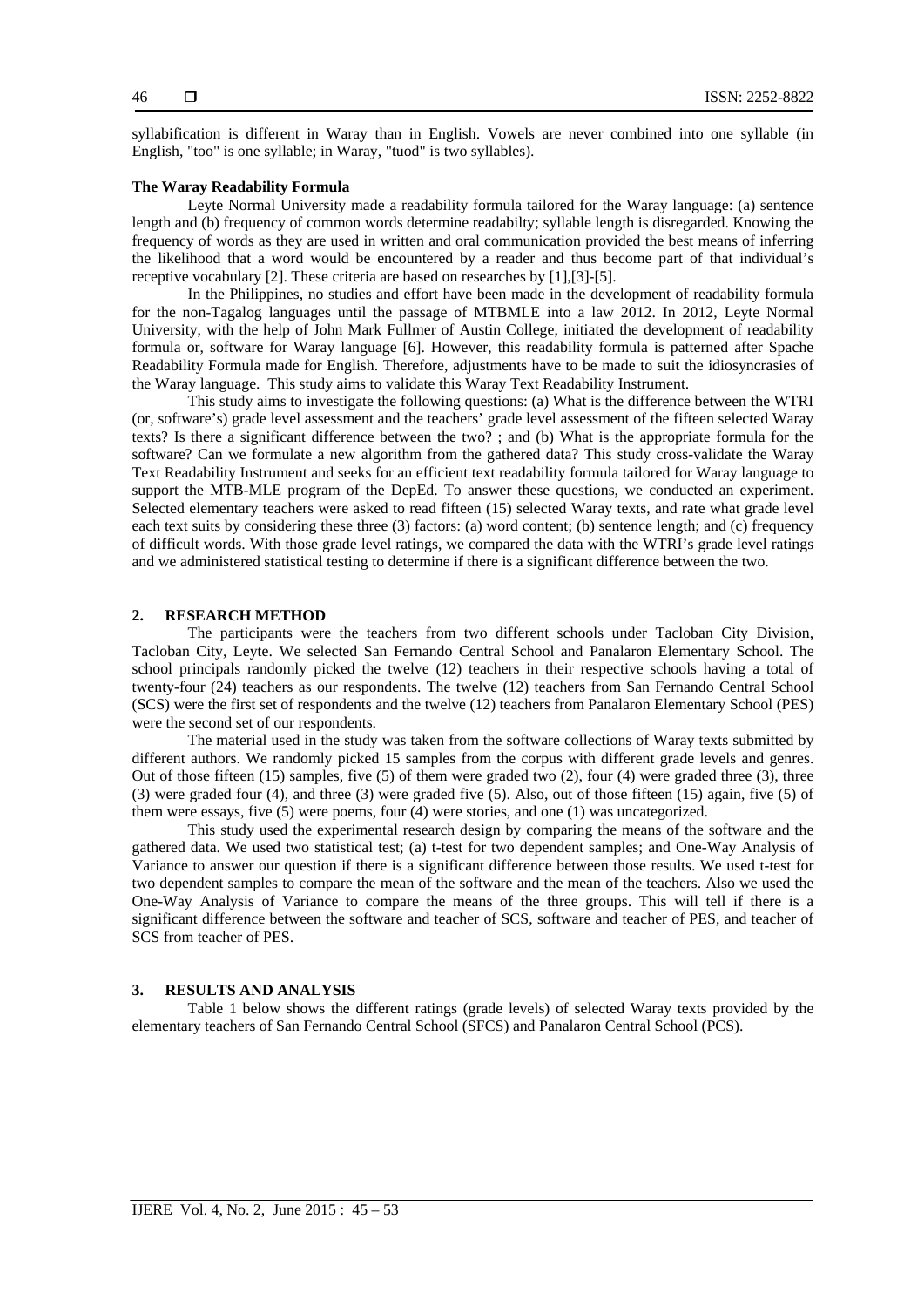syllabification is different in Waray than in English. Vowels are never combined into one syllable (in English, "too" is one syllable; in Waray, "tuod" is two syllables).

**The Waray Readability Formula**

Leyte Normal University made a readability formula tailored for the Waray language: (a) sentence length and (b) frequency of common words determine readabilty; syllable length is disregarded. Knowing the frequency of words as they are used in written and oral communication provided the best means of inferring the likelihood that a word would be encountered by a reader and thus become part of that individual's receptive vocabulary [2]. These criteria are based on researches by [1],[3]-[5].

In the Philippines, no studies and effort have been made in the development of readability formula for the non-Tagalog languages until the passage of MTBMLE into a law 2012. In 2012, Leyte Normal University, with the help of John Mark Fullmer of Austin College, initiated the development of readability formula or, software for Waray language [6]. However, this readability formula is patterned after Spache Readability Formula made for English. Therefore, adjustments have to be made to suit the idiosyncracies of the Waray language. This study aims to validate this Waray Text Readability Instrument.

This study aims to investigate the following questions: (a) What is the difference between the WTRI (or, software's) grade level assessment and the teachers' grade level assessment of the fifteen selected Waray texts? Is there a significant difference between the two? ; and (b) What is the appropriate formula for the software? Can we formulate a new algorithm from the gathered data? This study cross-validate the Waray Text Readability Instrument and seeks for an efficient text readability formula tailored for Waray language to support the MTB-MLE program of the DepEd. To answer these questions, we conducted an experiment. Selected elementary teachers were asked to read fifteen (15) selected Waray texts, and rate what grade level each text suits by considering these three (3) factors: (a) word content; (b) sentence length; and (c) frequency of difficult words. With those grade level ratings, we compared the data with the WTRI's grade level ratings and we administered statistical testing to determine if there is a significant difference between the two.

## 2. RESEARCH METHOD

The participants were the teachers from two different schools under Tacloban City Division, Tacloban City, Leyte. We selected San Fernando Central School and Panalaron Elementary School. The school principals randomly picked the twelve (12) teachers in their respective schools having a total of twenty-four (24) teachers as our respondents. The twelve (12) teachers from San Fernando Central School (SCS) were the first set of respondents and the twelve (12) teachers from Panalaron Elementary School (PES) were the second set of our respondents.

The material used in the study was taken from the software collections of Waray texts submitted by different authors. We randomly picked 15 samples from the corpus with different grade levels and genres. Out of those fifteen (15) samples, five (5) of them were graded two (2), four (4) were graded three (3), three (3) were graded four (4), and three (3) were graded five (5). Also, out of those fifteen (15) again, five (5) of them were essays, five (5) were poems, four (4) were stories, and one (1) was uncategorized.

This study used the experimental research design by comparing the means of the software and the gathered data. We used two statistical test; (a) t-test for two dependent samples; and One-Way Analysis of Variance to answer our question if there is a significant difference between those results. We used t-test for two dependent samples to compare the mean of the software and the mean of the teachers. Also we used the One-Way Analysis of Variance to compare the means of the three groups. This will tell if there is a significant difference between the software and teacher of SCS, software and teacher of PES, and teacher of SCS from teacher of PES.

## 3. RESULTS AND ANALYSIS

Table 1 below shows the different ratings (grade levels) of selected Waray texts provided by the elementary teachers of San Fernando Central School (SFCS) and Panalaron Central School (PCS).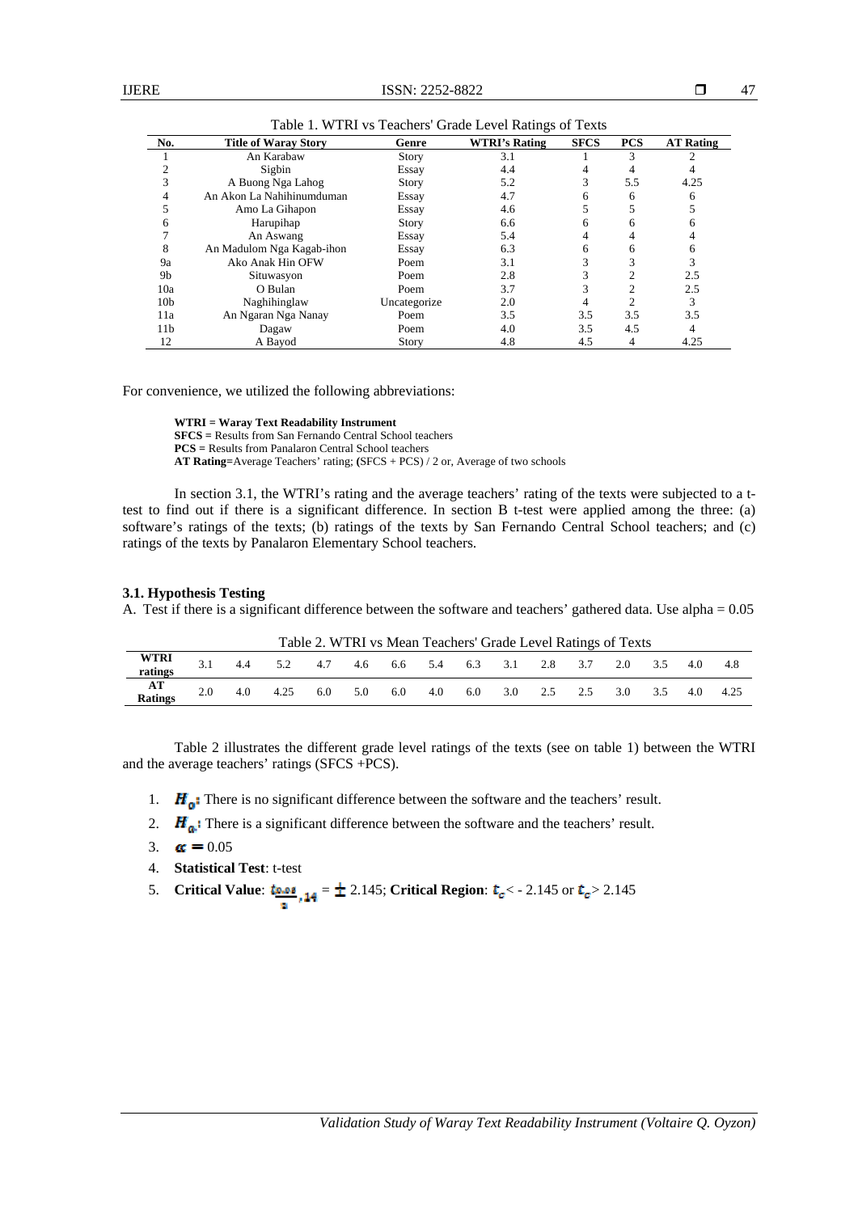Table 1. WTRI vs Teachers' Grade Level Ratings of Texts

| No. | Title of Waray Story | Genre | WTRI's Rating | SFCS | PCS | AT Rating |
|---|---|---|---|---|---|---|
| 1 | An Karabaw | Story | 3.1 | 1 | 3 | 2 |
| 2 | Sigbin | Essay | 4.4 | 4 | 4 | 4 |
| 3 | A Buong Nga Lahog | Story | 5.2 | 3 | 5.5 | 4.25 |
| 4 | An Akon La Nahihinumduman | Essay | 4.7 | 6 | 6 | 6 |
| 5 | Amo La Gihapon | Essay | 4.6 | 5 | 5 | 5 |
| 6 | Harupihap | Story | 6.6 | 6 | 6 | 6 |
| 7 | An Aswang | Essay | 5.4 | 4 | 4 | 4 |
| 8 | An Madulom Nga Kagab-ihon | Essay | 6.3 | 6 | 6 | 6 |
| 9a | Ako Anak Hin OFW | Poem | 3.1 | 3 | 3 | 3 |
| 9b | Situwasyon | Poem | 2.8 | 3 | 2 | 2.5 |
| 10a | O Bulan | Poem | 3.7 | 3 | 2 | 2.5 |
| 10b | Naghihinglaw | Uncategorize | 2.0 | 4 | 2 | 3 |
| 11a | An Ngaran Nga Nanay | Poem | 3.5 | 3.5 | 3.5 | 3.5 |
| 11b | Dagaw | Poem | 4.0 | 3.5 | 4.5 | 4 |
| 12 | A Bayod | Story | 4.8 | 4.5 | 4 | 4.25 |

For convenience, we utilized the following abbreviations:

**WTRI = Waray Text Readability Instrument**
**SFCS =** Results from San Fernando Central School teachers
**PCS =** Results from Panalaron Central School teachers
**AT Rating=**Average Teachers' rating; **(**SFCS + PCS) / 2 or, Average of two schools

In section 3.1, the WTRI's rating and the average teachers' rating of the texts were subjected to a t-test to find out if there is a significant difference. In section B t-test were applied among the three: (a) software's ratings of the texts; (b) ratings of the texts by San Fernando Central School teachers; and (c) ratings of the texts by Panalaron Elementary School teachers.

### 3.1. Hypothesis Testing

A. Test if there is a significant difference between the software and teachers' gathered data. Use alpha = 0.05

Table 2. WTRI vs Mean Teachers' Grade Level Ratings of Texts

| **WTRI ratings** | 3.1 | 4.4 | 5.2 | 4.7 | 4.6 | 6.6 | 5.4 | 6.3 | 3.1 | 2.8 | 3.7 | 2.0 | 3.5 | 4.0 | 4.8 |
|---|---|---|---|---|---|---|---|---|---|---|---|---|---|---|---|
| **AT Ratings** | 2.0 | 4.0 | 4.25 | 6.0 | 5.0 | 6.0 | 4.0 | 6.0 | 3.0 | 2.5 | 2.5 | 3.0 | 3.5 | 4.0 | 4.25 |

Table 2 illustrates the different grade level ratings of the texts (see on table 1) between the WTRI and the average teachers' ratings (SFCS +PCS).

1. $H_0$: There is no significant difference between the software and the teachers' result.
2. $H_a$: There is a significant difference between the software and the teachers' result.
3. $\alpha = 0.05$
4. **Statistical Test**: t-test
5. **Critical Value**: $t_{\frac{0.05}{2},14} = \pm 2.145$; **Critical Region**: $t_c < -2.145$ or $t_c > 2.145$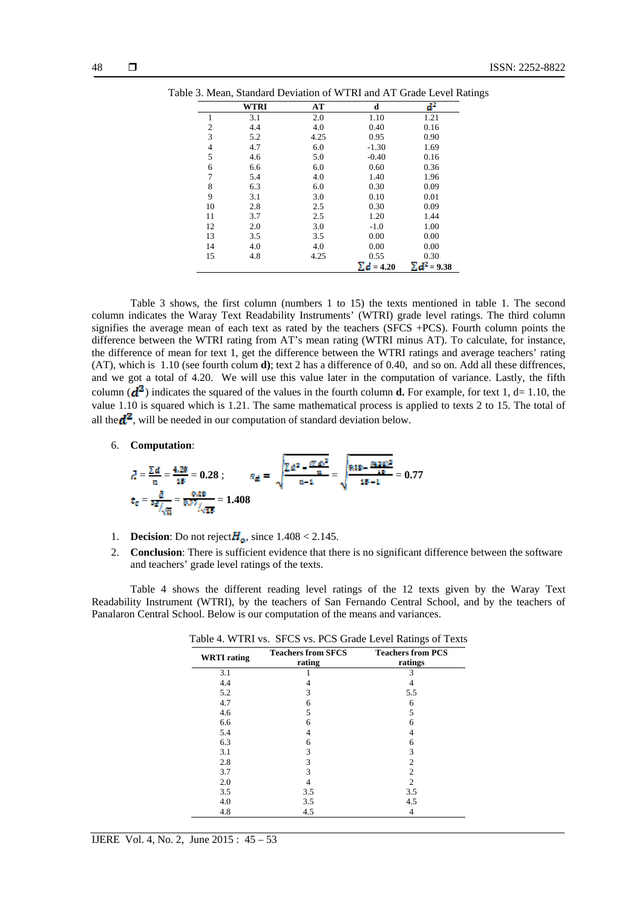Table 3. Mean, Standard Deviation of WTRI and AT Grade Level Ratings

| | WTRI | AT | d | $d^2$ |
|---|---|---|---|---|
| 1 | 3.1 | 2.0 | 1.10 | 1.21 |
| 2 | 4.4 | 4.0 | 0.40 | 0.16 |
| 3 | 5.2 | 4.25 | 0.95 | 0.90 |
| 4 | 4.7 | 6.0 | -1.30 | 1.69 |
| 5 | 4.6 | 5.0 | -0.40 | 0.16 |
| 6 | 6.6 | 6.0 | 0.60 | 0.36 |
| 7 | 5.4 | 4.0 | 1.40 | 1.96 |
| 8 | 6.3 | 6.0 | 0.30 | 0.09 |
| 9 | 3.1 | 3.0 | 0.10 | 0.01 |
| 10 | 2.8 | 2.5 | 0.30 | 0.09 |
| 11 | 3.7 | 2.5 | 1.20 | 1.44 |
| 12 | 2.0 | 3.0 | -1.0 | 1.00 |
| 13 | 3.5 | 3.5 | 0.00 | 0.00 |
| 14 | 4.0 | 4.0 | 0.00 | 0.00 |
| 15 | 4.8 | 4.25 | 0.55 | 0.30 |
| | | | $\sum d = 4.20$ | $\sum d^2 = 9.38$ |

Table 3 shows, the first column (numbers 1 to 15) the texts mentioned in table 1. The second column indicates the Waray Text Readability Instruments' (WTRI) grade level ratings. The third column signifies the average mean of each text as rated by the teachers (SFCS +PCS). Fourth column points the difference between the WTRI rating from AT's mean rating (WTRI minus AT). To calculate, for instance, the difference of mean for text 1, get the difference between the WTRI ratings and average teachers' rating (AT), which is 1.10 (see fourth colum **d)**; text 2 has a difference of 0.40, and so on. Add all these diffrences, and we got a total of 4.20. We will use this value later in the computation of variance. Lastly, the fifth column ($d^2$) indicates the squared of the values in the fourth column **d.** For example, for text 1, d= 1.10, the value 1.10 is squared which is 1.21. The same mathematical process is applied to texts 2 to 15. The total of all the $d^2$, will be needed in our computation of standard deviation below.

6. **Computation**:

$$\bar{d} = \frac{\sum d}{n} = \frac{4.20}{15} = \mathbf{0.28}\ ; \qquad s_d = \sqrt{\frac{\sum d^2 - \frac{(\sum d)^2}{n}}{n-1}} = \sqrt{\frac{9.38 - \frac{(4.20)^2}{15}}{15-1}} = \mathbf{0.77}$$

$$t_c = \frac{\bar{d}}{s_d/\sqrt{n}} = \frac{0.28}{0.77/\sqrt{15}} = \mathbf{1.408}$$

1. **Decision**: Do not reject $H_o$, since 1.408 < 2.145.
2. **Conclusion**: There is sufficient evidence that there is no significant difference between the software and teachers' grade level ratings of the texts.

Table 4 shows the different reading level ratings of the 12 texts given by the Waray Text Readability Instrument (WTRI), by the teachers of San Fernando Central School, and by the teachers of Panalaron Central School. Below is our computation of the means and variances.

Table 4. WTRI vs. SFCS vs. PCS Grade Level Ratings of Texts

| WRTI rating | Teachers from SFCS rating | Teachers from PCS ratings |
|---|---|---|
| 3.1 | 1 | 3 |
| 4.4 | 4 | 4 |
| 5.2 | 3 | 5.5 |
| 4.7 | 6 | 6 |
| 4.6 | 5 | 5 |
| 6.6 | 6 | 6 |
| 5.4 | 4 | 4 |
| 6.3 | 6 | 6 |
| 3.1 | 3 | 3 |
| 2.8 | 3 | 2 |
| 3.7 | 3 | 2 |
| 2.0 | 4 | 2 |
| 3.5 | 3.5 | 3.5 |
| 4.0 | 3.5 | 4.5 |
| 4.8 | 4.5 | 4 |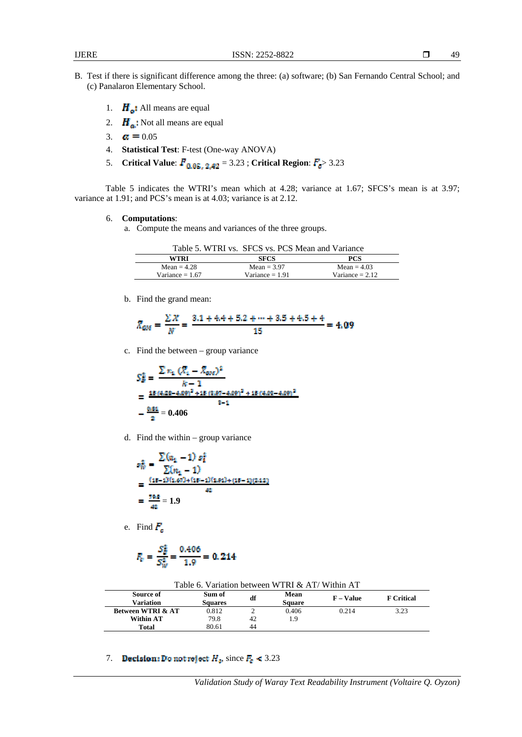B. Test if there is significant difference among the three: (a) software; (b) San Fernando Central School; and (c) Panalaron Elementary School.

1. $H_o$: All means are equal
2. $H_a$: Not all means are equal
3. $\alpha = 0.05$
4. **Statistical Test**: F-test (One-way ANOVA)
5. **Critical Value**: $F_{0.05,\ 2,42} = 3.23$ ; **Critical Region**: $F_c > 3.23$

Table 5 indicates the WTRI's mean which at 4.28; variance at 1.67; SFCS's mean is at 3.97; variance at 1.91; and PCS's mean is at 4.03; variance is at 2.12.

6. **Computations**:
   a. Compute the means and variances of the three groups.

Table 5. WTRI vs. SFCS vs. PCS Mean and Variance

| WTRI | SFCS | PCS |
|---|---|---|
| Mean = 4.28 | Mean = 3.97 | Mean = 4.03 |
| Variance = 1.67 | Variance = 1.91 | Variance = 2.12 |

   b. Find the grand mean:

$$\bar{X}_{GM} = \frac{\sum X}{N} = \frac{3.1 + 4.4 + 5.2 + \cdots + 3.5 + 4.5 + 4}{15} = 4.09$$

   c. Find the between – group variance

$$S_B^2 = \frac{\sum n_i (\bar{X}_i - \bar{X}_{GM})^2}{k-1}$$

$$= \frac{15(4.28-4.09)^2 + 15(3.97-4.09)^2 + 15(4.03-4.09)^2}{3-1}$$

$$= \frac{0.81}{2} = \mathbf{0.406}$$

   d. Find the within – group variance

$$s_W^2 = \frac{\sum (n_i - 1)\, s_i^2}{\sum (n_i - 1)}$$

$$= \frac{(15-1)(1.67) + (15-1)(1.91) + (15-1)(2.12)}{42}$$

$$= \frac{79.8}{42} = \mathbf{1.9}$$

   e. Find $F_c$

$$F_c = \frac{S_B^2}{S_W^2} = \frac{0.406}{1.9} = 0.214$$

Table 6. Variation between WTRI & AT/ Within AT

| Source of Variation | Sum of Squares | df | Mean Square | F – Value | F Critical |
|---|---|---|---|---|---|
| **Between WTRI & AT** | 0.812 | 2 | 0.406 | 0.214 | 3.23 |
| **Within AT** | 79.8 | 42 | 1.9 | | |
| **Total** | 80.61 | 44 | | | |

7. **Decision: Do not reject** $H_o$, since $F_c < 3.23$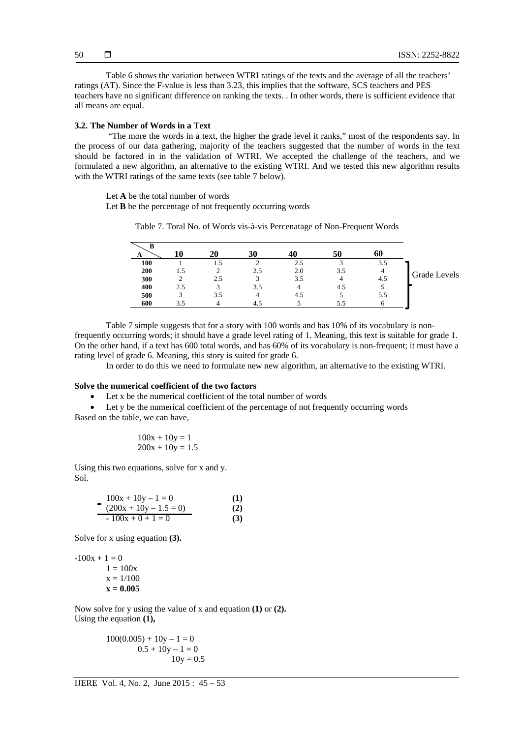Table 6 shows the variation between WTRI ratings of the texts and the average of all the teachers' ratings (AT). Since the F-value is less than 3.23, this implies that the software, SCS teachers and PES teachers have no significant difference on ranking the texts. . In other words, there is sufficient evidence that all means are equal.

### 3.2. The Number of Words in a Text

"The more the words in a text, the higher the grade level it ranks," most of the respondents say. In the process of our data gathering, majority of the teachers suggested that the number of words in the text should be factored in in the validation of WTRI. We accepted the challenge of the teachers, and we formulated a new algorithm, an alternative to the existing WTRI. And we tested this new algorithm results with the WTRI ratings of the same texts (see table 7 below).

Let **A** be the total number of words

Let **B** be the percentage of not frequently occurring words

Table 7. Toral No. of Words vis-à-vis Percenatage of Non-Frequent Words

| A \ B | 10 | 20 | 30 | 40 | 50 | 60 |
|---|---|---|---|---|---|---|
| **100** | 1 | 1.5 | 2 | 2.5 | 3 | 3.5 |
| **200** | 1.5 | 2 | 2.5 | 2.0 | 3.5 | 4 |
| **300** | 2 | 2.5 | 3 | 3.5 | 4 | 4.5 |
| **400** | 2.5 | 3 | 3.5 | 4 | 4.5 | 5 |
| **500** | 3 | 3.5 | 4 | 4.5 | 5 | 5.5 |
| **600** | 3.5 | 4 | 4.5 | 5 | 5.5 | 6 |

(Values in the table: Grade Levels)

Table 7 simple suggests that for a story with 100 words and has 10% of its vocabulary is non-frequently occurring words; it should have a grade level rating of 1. Meaning, this text is suitable for grade 1. On the other hand, if a text has 600 total words, and has 60% of its vocabulary is non-frequent; it must have a rating level of grade 6. Meaning, this story is suited for grade 6.

In order to do this we need to formulate new new algorithm, an alternative to the existing WTRI.

**Solve the numerical coefficient of the two factors**

- Let x be the numerical coefficient of the total number of words
- Let y be the numerical coefficient of the percentage of not frequently occurring words

Based on the table, we can have,

$$100x + 10y = 1$$
$$200x + 10y = 1.5$$

Using this two equations, solve for x and y.

Sol.

$$100x + 10y - 1 = 0 \quad \textbf{(1)}$$
$$-\ (200x + 10y - 1.5 = 0) \quad \textbf{(2)}$$
$$-100x + 0 + 1 = 0 \quad \textbf{(3)}$$

Solve for x using equation **(3).**

$$-100x + 1 = 0$$
$$1 = 100x$$
$$x = 1/100$$
$$\mathbf{x = 0.005}$$

Now solve for y using the value of x and equation **(1)** or **(2).**

Using the equation **(1),**

$$100(0.005) + 10y - 1 = 0$$
$$0.5 + 10y - 1 = 0$$
$$10y = 0.5$$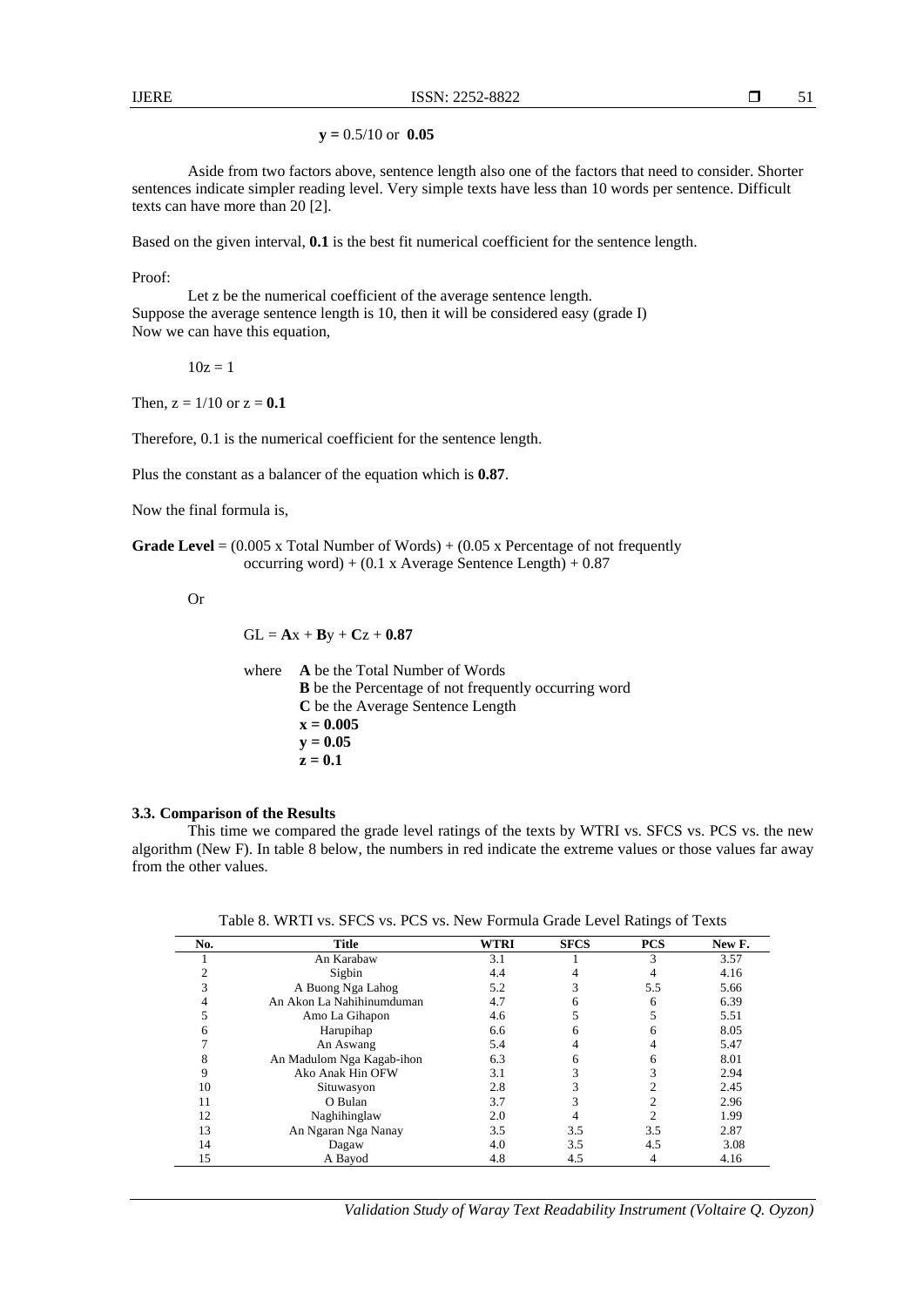**y =** 0.5/10 or **0.05**

Aside from two factors above, sentence length also one of the factors that need to consider. Shorter sentences indicate simpler reading level. Very simple texts have less than 10 words per sentence. Difficult texts can have more than 20 [2].

Based on the given interval, **0.1** is the best fit numerical coefficient for the sentence length.

Proof:

Let z be the numerical coefficient of the average sentence length.
Suppose the average sentence length is 10, then it will be considered easy (grade I)
Now we can have this equation,

$$10z = 1$$

Then, $z = 1/10$ or $z =$ **0.1**

Therefore, 0.1 is the numerical coefficient for the sentence length.

Plus the constant as a balancer of the equation which is **0.87**.

Now the final formula is,

**Grade Level** = (0.005 x Total Number of Words) + (0.05 x Percentage of not frequently occurring word) + (0.1 x Average Sentence Length) + 0.87

Or

$$GL = \mathbf{A}x + \mathbf{B}y + \mathbf{C}z + \mathbf{0.87}$$

where **A** be the Total Number of Words
**B** be the Percentage of not frequently occurring word
**C** be the Average Sentence Length
**x = 0.005**
**y = 0.05**
**z = 0.1**

### 3.3. Comparison of the Results

This time we compared the grade level ratings of the texts by WTRI vs. SFCS vs. PCS vs. the new algorithm (New F). In table 8 below, the numbers in red indicate the extreme values or those values far away from the other values.

Table 8. WRTI vs. SFCS vs. PCS vs. New Formula Grade Level Ratings of Texts

| No. | Title | WTRI | SFCS | PCS | New F. |
|---|---|---|---|---|---|
| 1 | An Karabaw | 3.1 | 1 | 3 | 3.57 |
| 2 | Sigbin | 4.4 | 4 | 4 | 4.16 |
| 3 | A Buong Nga Lahog | 5.2 | 3 | 5.5 | 5.66 |
| 4 | An Akon La Nahihinumduman | 4.7 | 6 | 6 | 6.39 |
| 5 | Amo La Gihapon | 4.6 | 5 | 5 | 5.51 |
| 6 | Harupihap | 6.6 | 6 | 6 | 8.05 |
| 7 | An Aswang | 5.4 | 4 | 4 | 5.47 |
| 8 | An Madulom Nga Kagab-ihon | 6.3 | 6 | 6 | 8.01 |
| 9 | Ako Anak Hin OFW | 3.1 | 3 | 3 | 2.94 |
| 10 | Situwasyon | 2.8 | 3 | 2 | 2.45 |
| 11 | O Bulan | 3.7 | 3 | 2 | 2.96 |
| 12 | Naghihinglaw | 2.0 | 4 | 2 | 1.99 |
| 13 | An Ngaran Nga Nanay | 3.5 | 3.5 | 3.5 | 2.87 |
| 14 | Dagaw | 4.0 | 3.5 | 4.5 | 3.08 |
| 15 | A Bayod | 4.8 | 4.5 | 4 | 4.16 |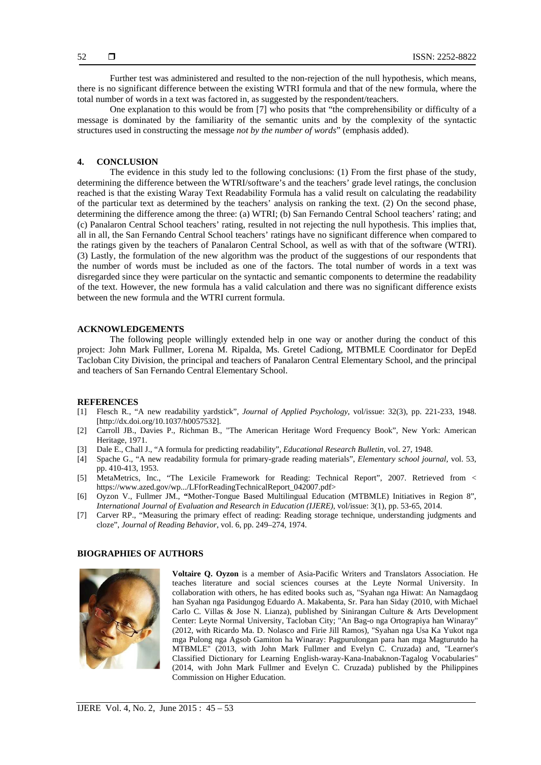Further test was administered and resulted to the non-rejection of the null hypothesis, which means, there is no significant difference between the existing WTRI formula and that of the new formula, where the total number of words in a text was factored in, as suggested by the respondent/teachers.

One explanation to this would be from [7] who posits that "the comprehensibility or difficulty of a message is dominated by the familiarity of the semantic units and by the complexity of the syntactic structures used in constructing the message *not by the number of words*" (emphasis added).

## 4. CONCLUSION

The evidence in this study led to the following conclusions: (1) From the first phase of the study, determining the difference between the WTRI/software's and the teachers' grade level ratings, the conclusion reached is that the existing Waray Text Readability Formula has a valid result on calculating the readability of the particular text as determined by the teachers' analysis on ranking the text. (2) On the second phase, determining the difference among the three: (a) WTRI; (b) San Fernando Central School teachers' rating; and (c) Panalaron Central School teachers' rating, resulted in not rejecting the null hypothesis. This implies that, all in all, the San Fernando Central School teachers' ratings have no significant difference when compared to the ratings given by the teachers of Panalaron Central School, as well as with that of the software (WTRI). (3) Lastly, the formulation of the new algorithm was the product of the suggestions of our respondents that the number of words must be included as one of the factors. The total number of words in a text was disregarded since they were particular on the syntactic and semantic components to determine the readability of the text. However, the new formula has a valid calculation and there was no significant difference exists between the new formula and the WTRI current formula.

## ACKNOWLEDGEMENTS

The following people willingly extended help in one way or another during the conduct of this project: John Mark Fullmer, Lorena M. Ripalda, Ms. Gretel Cadiong, MTBMLE Coordinator for DepEd Tacloban City Division, the principal and teachers of Panalaron Central Elementary School, and the principal and teachers of San Fernando Central Elementary School.

## REFERENCES

[1] Flesch R., "A new readability yardstick", *Journal of Applied Psychology*, vol/issue: 32(3), pp. 221-233, 1948. [http://dx.doi.org/10.1037/h0057532].
[2] Carroll JB., Davies P., Richman B., "The American Heritage Word Frequency Book", New York: American Heritage, 1971.
[3] Dale E., Chall J., "A formula for predicting readability", *Educational Research Bulletin*, vol. 27, 1948.
[4] Spache G., "A new readability formula for primary-grade reading materials", *Elementary school journal*, vol. 53, pp. 410-413, 1953.
[5] MetaMetrics, Inc., "The Lexicile Framework for Reading: Technical Report", 2007. Retrieved from < https://www.azed.gov/wp.../LFforReadingTechnicalReport_042007.pdf>
[6] Oyzon V., Fullmer JM., "Mother-Tongue Based Multilingual Education (MTBMLE) Initiatives in Region 8", *International Journal of Evaluation and Research in Education (IJERE)*, vol/issue: 3(1), pp. 53-65, 2014.
[7] Carver RP., "Measuring the primary effect of reading: Reading storage technique, understanding judgments and cloze", *Journal of Reading Behavior*, vol. 6, pp. 249–274, 1974.

## BIOGRAPHIES OF AUTHORS

**Voltaire Q. Oyzon** is a member of Asia-Pacific Writers and Translators Association. He teaches literature and social sciences courses at the Leyte Normal University. In collaboration with others, he has edited books such as, "Syahan nga Hiwat: An Namagdaog han Syahan nga Pasidungog Eduardo A. Makabenta, Sr. Para han Siday (2010, with Michael Carlo C. Villas & Jose N. Lianza), published by Sinirangan Culture & Arts Development Center: Leyte Normal University, Tacloban City; "An Bag-o nga Ortograpiya han Winaray" (2012, with Ricardo Ma. D. Nolasco and Firie Jill Ramos), "Syahan nga Usa Ka Yukot nga mga Pulong nga Agsob Gamiton ha Winaray: Pagpurulongan para han mga Magturutdo ha MTBMLE" (2013, with John Mark Fullmer and Evelyn C. Cruzada) and, "Learner's Classified Dictionary for Learning English-waray-Kana-Inabaknon-Tagalog Vocabularies" (2014, with John Mark Fullmer and Evelyn C. Cruzada) published by the Philippines Commission on Higher Education.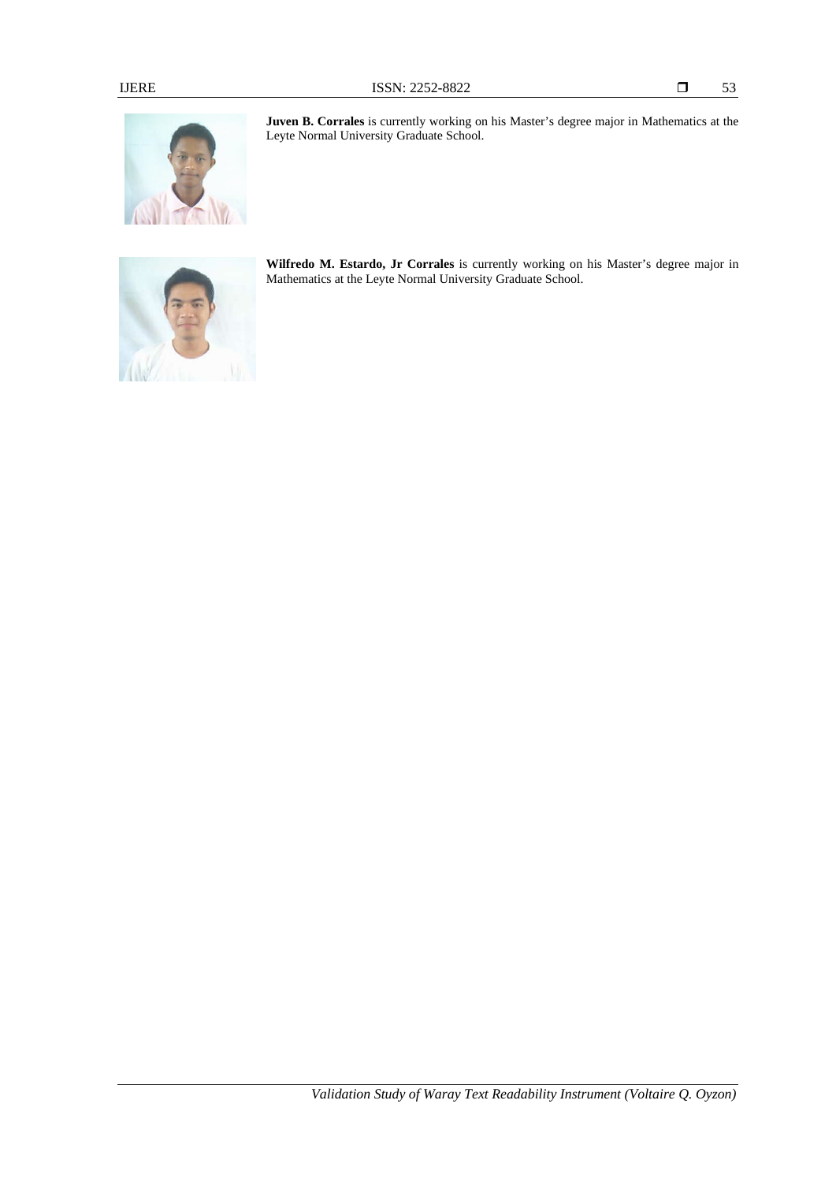**Juven B. Corrales** is currently working on his Master's degree major in Mathematics at the Leyte Normal University Graduate School.

**Wilfredo M. Estardo, Jr Corrales** is currently working on his Master's degree major in Mathematics at the Leyte Normal University Graduate School.